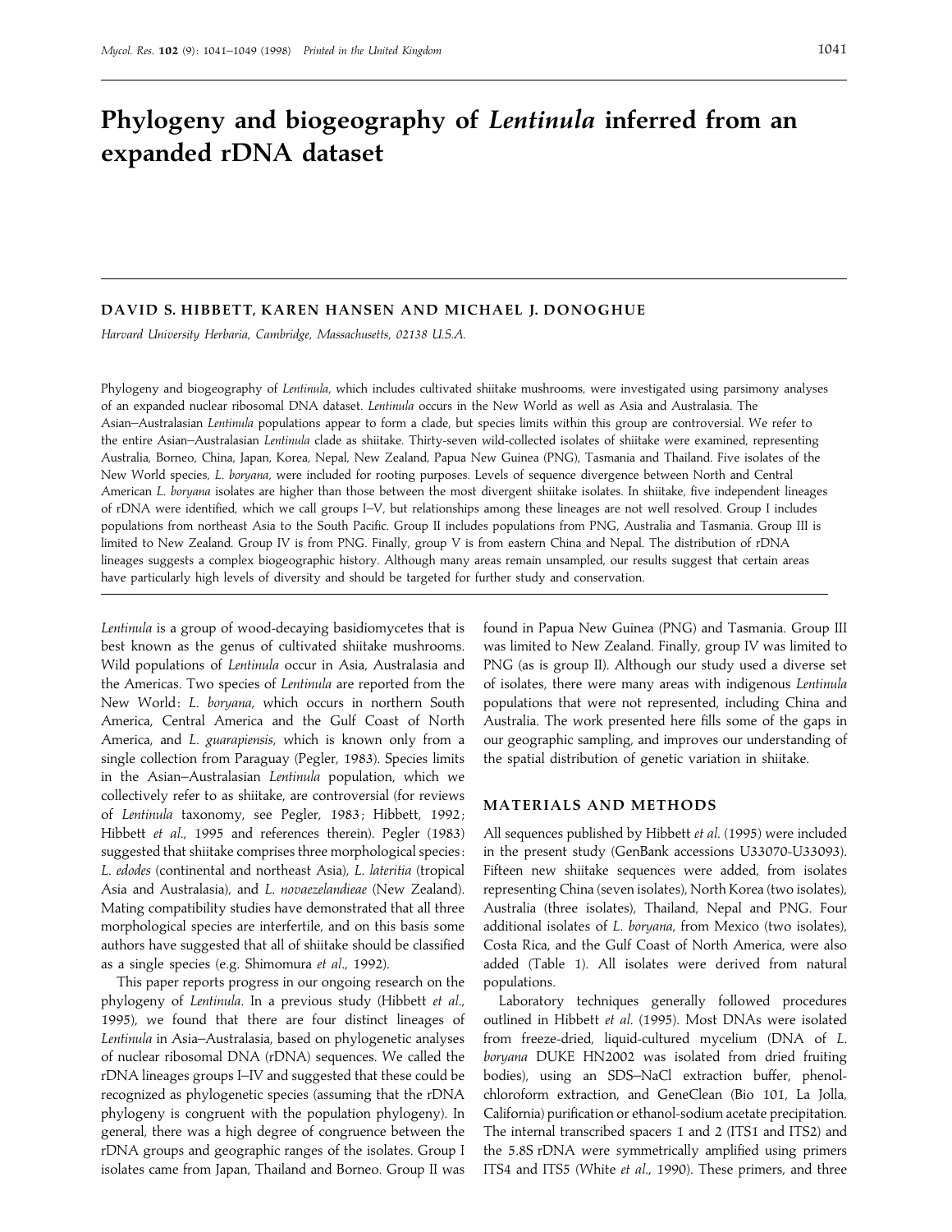# Phylogeny and biogeography of *Lentinula* inferred from an expanded rDNA dataset

**DAVID S. HIBBETT, KAREN HANSEN AND MICHAEL J. DONOGHUE**

*Harvard University Herbaria, Cambridge, Massachusetts, 02138 U.S.A.*

Phylogeny and biogeography of *Lentinula*, which includes cultivated shiitake mushrooms, were investigated using parsimony analyses of an expanded nuclear ribosomal DNA dataset. *Lentinula* occurs in the New World as well as Asia and Australasia. The Asian–Australasian *Lentinula* populations appear to form a clade, but species limits within this group are controversial. We refer to the entire Asian–Australasian *Lentinula* clade as shiitake. Thirty-seven wild-collected isolates of shiitake were examined, representing Australia, Borneo, China, Japan, Korea, Nepal, New Zealand, Papua New Guinea (PNG), Tasmania and Thailand. Five isolates of the New World species, *L. boryana*, were included for rooting purposes. Levels of sequence divergence between North and Central American *L. boryana* isolates are higher than those between the most divergent shiitake isolates. In shiitake, five independent lineages of rDNA were identified, which we call groups I–V, but relationships among these lineages are not well resolved. Group I includes populations from northeast Asia to the South Pacific. Group II includes populations from PNG, Australia and Tasmania. Group III is limited to New Zealand. Group IV is from PNG. Finally, group V is from eastern China and Nepal. The distribution of rDNA lineages suggests a complex biogeographic history. Although many areas remain unsampled, our results suggest that certain areas have particularly high levels of diversity and should be targeted for further study and conservation.

*Lentinula* is a group of wood-decaying basidiomycetes that is best known as the genus of cultivated shiitake mushrooms. Wild populations of *Lentinula* occur in Asia, Australasia and the Americas. Two species of *Lentinula* are reported from the New World: *L. boryana*, which occurs in northern South America, Central America and the Gulf Coast of North America, and *L. guarapiensis*, which is known only from a single collection from Paraguay (Pegler, 1983). Species limits in the Asian–Australasian *Lentinula* population, which we collectively refer to as shiitake, are controversial (for reviews of *Lentinula* taxonomy, see Pegler, 1983; Hibbett, 1992; Hibbett *et al*., 1995 and references therein). Pegler (1983) suggested that shiitake comprises three morphological species: *L. edodes* (continental and northeast Asia), *L. lateritia* (tropical Asia and Australasia), and *L. novaezelandieae* (New Zealand). Mating compatibility studies have demonstrated that all three morphological species are interfertile, and on this basis some authors have suggested that all of shiitake should be classified as a single species (e.g. Shimomura *et al*., 1992).

This paper reports progress in our ongoing research on the phylogeny of *Lentinula*. In a previous study (Hibbett *et al*., 1995), we found that there are four distinct lineages of *Lentinula* in Asia–Australasia, based on phylogenetic analyses of nuclear ribosomal DNA (rDNA) sequences. We called the rDNA lineages groups I–IV and suggested that these could be recognized as phylogenetic species (assuming that the rDNA phylogeny is congruent with the population phylogeny). In general, there was a high degree of congruence between the rDNA groups and geographic ranges of the isolates. Group I isolates came from Japan, Thailand and Borneo. Group II was found in Papua New Guinea (PNG) and Tasmania. Group III was limited to New Zealand. Finally, group IV was limited to PNG (as is group II). Although our study used a diverse set of isolates, there were many areas with indigenous *Lentinula* populations that were not represented, including China and Australia. The work presented here fills some of the gaps in our geographic sampling, and improves our understanding of the spatial distribution of genetic variation in shiitake.

## MATERIALS AND METHODS

All sequences published by Hibbett *et al*. (1995) were included in the present study (GenBank accessions U33070-U33093). Fifteen new shiitake sequences were added, from isolates representing China (seven isolates), North Korea (two isolates), Australia (three isolates), Thailand, Nepal and PNG. Four additional isolates of *L. boryana*, from Mexico (two isolates), Costa Rica, and the Gulf Coast of North America, were also added (Table 1). All isolates were derived from natural populations.

Laboratory techniques generally followed procedures outlined in Hibbett *et al*. (1995). Most DNAs were isolated from freeze-dried, liquid-cultured mycelium (DNA of *L. boryana* DUKE HN2002 was isolated from dried fruiting bodies), using an SDS–NaCl extraction buffer, phenol-chloroform extraction, and GeneClean (Bio 101, La Jolla, California) purification or ethanol-sodium acetate precipitation. The internal transcribed spacers 1 and 2 (ITS1 and ITS2) and the 5.8S rDNA were symmetrically amplified using primers ITS4 and ITS5 (White *et al*., 1990). These primers, and three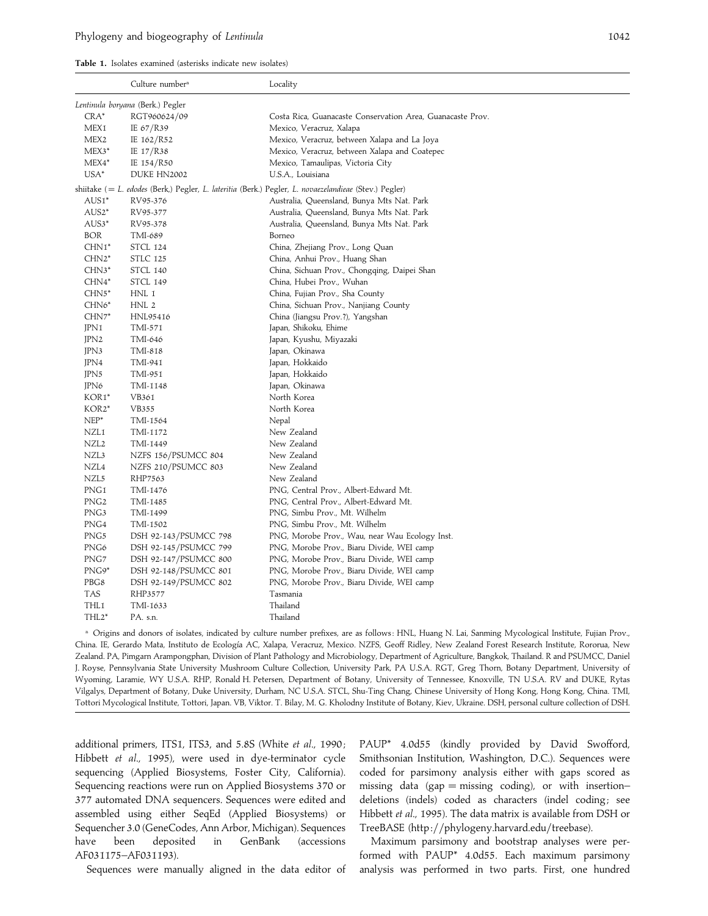**Table 1.** Isolates examined (asterisks indicate new isolates)

| | Culture number[a] | Locality |
|---|---|---|
| *Lentinula boryana* (Berk.) Pegler | | |
| CRA* | RGT960624/09 | Costa Rica, Guanacaste Conservation Area, Guanacaste Prov. |
| MEX1 | IE 67/R39 | Mexico, Veracruz, Xalapa |
| MEX2 | IE 162/R52 | Mexico, Veracruz, between Xalapa and La Joya |
| MEX3* | IE 17/R38 | Mexico, Veracruz, between Xalapa and Coatepec |
| MEX4* | IE 154/R50 | Mexico, Tamaulipas, Victoria City |
| USA* | DUKE HN2002 | U.S.A., Louisiana |
| shiitake (= *L. edodes* (Berk.) Pegler, *L. lateritia* (Berk.) Pegler, *L. novaezelandieae* (Stev.) Pegler) | | |
| AUS1* | RV95-376 | Australia, Queensland, Bunya Mts Nat. Park |
| AUS2* | RV95-377 | Australia, Queensland, Bunya Mts Nat. Park |
| AUS3* | RV95-378 | Australia, Queensland, Bunya Mts Nat. Park |
| BOR | TMI-689 | Borneo |
| CHN1* | STCL 124 | China, Zhejiang Prov., Long Quan |
| CHN2* | STLC 125 | China, Anhui Prov., Huang Shan |
| CHN3* | STCL 140 | China, Sichuan Prov., Chongqing, Daipei Shan |
| CHN4* | STCL 149 | China, Hubei Prov., Wuhan |
| CHN5* | HNL 1 | China, Fujian Prov., Sha County |
| CHN6* | HNL 2 | China, Sichuan Prov., Nanjiang County |
| CHN7* | HNL95416 | China (Jiangsu Prov.?), Yangshan |
| JPN1 | TMI-571 | Japan, Shikoku, Ehime |
| JPN2 | TMI-646 | Japan, Kyushu, Miyazaki |
| JPN3 | TMI-818 | Japan, Okinawa |
| JPN4 | TMI-941 | Japan, Hokkaido |
| JPN5 | TMI-951 | Japan, Hokkaido |
| JPN6 | TMI-1148 | Japan, Okinawa |
| KOR1* | VB361 | North Korea |
| KOR2* | VB355 | North Korea |
| NEP* | TMI-1564 | Nepal |
| NZL1 | TMI-1172 | New Zealand |
| NZL2 | TMI-1449 | New Zealand |
| NZL3 | NZFS 156/PSUMCC 804 | New Zealand |
| NZL4 | NZFS 210/PSUMCC 803 | New Zealand |
| NZL5 | RHP7563 | New Zealand |
| PNG1 | TMI-1476 | PNG, Central Prov., Albert-Edward Mt. |
| PNG2 | TMI-1485 | PNG, Central Prov., Albert-Edward Mt. |
| PNG3 | TMI-1499 | PNG, Simbu Prov., Mt. Wilhelm |
| PNG4 | TMI-1502 | PNG, Simbu Prov., Mt. Wilhelm |
| PNG5 | DSH 92-143/PSUMCC 798 | PNG, Morobe Prov., Wau, near Wau Ecology Inst. |
| PNG6 | DSH 92-145/PSUMCC 799 | PNG, Morobe Prov., Biaru Divide, WEI camp |
| PNG7 | DSH 92-147/PSUMCC 800 | PNG, Morobe Prov., Biaru Divide, WEI camp |
| PNG9* | DSH 92-148/PSUMCC 801 | PNG, Morobe Prov., Biaru Divide, WEI camp |
| PBG8 | DSH 92-149/PSUMCC 802 | PNG, Morobe Prov., Biaru Divide, WEI camp |
| TAS | RHP3577 | Tasmania |
| THL1 | TMI-1633 | Thailand |
| THL2* | PA. s.n. | Thailand |

[a] Origins and donors of isolates, indicated by culture number prefixes, are as follows: HNL, Huang N. Lai, Sanming Mycological Institute, Fujian Prov., China. IE, Gerardo Mata, Instituto de Ecología AC, Xalapa, Veracruz, Mexico. NZFS, Geoff Ridley, New Zealand Forest Research Institute, Rororua, New Zealand. PA, Pimgarn Arampongphan, Division of Plant Pathology and Microbiology, Department of Agriculture, Bangkok, Thailand. R and PSUMCC, Daniel J. Royse, Pennsylvania State University Mushroom Culture Collection, University Park, PA U.S.A. RGT, Greg Thorn, Botany Department, University of Wyoming, Laramie, WY U.S.A. RHP, Ronald H. Petersen, Department of Botany, University of Tennessee, Knoxville, TN U.S.A. RV and DUKE, Rytas Vilgalys, Department of Botany, Duke University, Durham, NC U.S.A. STCL, Shu-Ting Chang, Chinese University of Hong Kong, Hong Kong, China. TMI, Tottori Mycological Institute, Tottori, Japan. VB, Viktor. T. Bilay, M. G. Kholodny Institute of Botany, Kiev, Ukraine. DSH, personal culture collection of DSH.

additional primers, ITS1, ITS3, and 5.8S (White *et al*., 1990; Hibbett *et al*., 1995), were used in dye-terminator cycle sequencing (Applied Biosystems, Foster City, California). Sequencing reactions were run on Applied Biosystems 370 or 377 automated DNA sequencers. Sequences were edited and assembled using either SeqEd (Applied Biosystems) or Sequencher 3.0 (GeneCodes, Ann Arbor, Michigan). Sequences have been deposited in GenBank (accessions AF031175–AF031193).

Sequences were manually aligned in the data editor of PAUP* 4.0d55 (kindly provided by David Swofford, Smithsonian Institution, Washington, D.C.). Sequences were coded for parsimony analysis either with gaps scored as missing data (gap = missing coding), or with insertion–deletions (indels) coded as characters (indel coding; see Hibbett *et al*., 1995). The data matrix is available from DSH or TreeBASE (http://phylogeny.harvard.edu/treebase).

Maximum parsimony and bootstrap analyses were performed with PAUP* 4.0d55. Each maximum parsimony analysis was performed in two parts. First, one hundred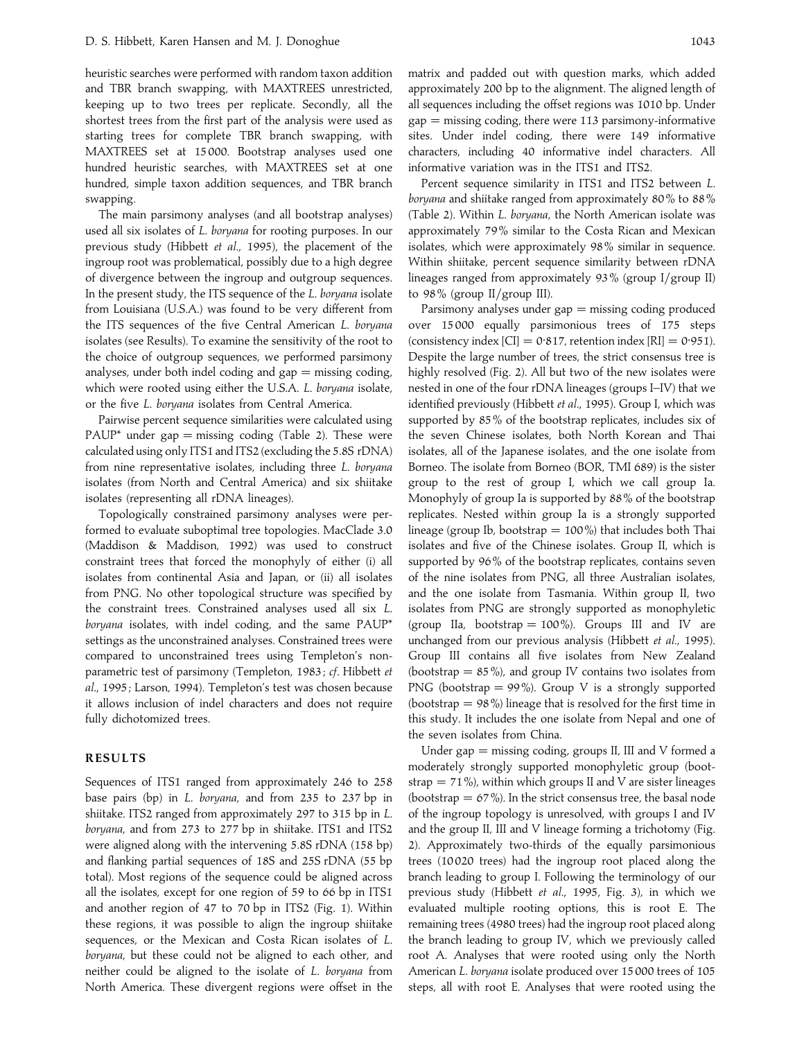heuristic searches were performed with random taxon addition and TBR branch swapping, with MAXTREES unrestricted, keeping up to two trees per replicate. Secondly, all the shortest trees from the first part of the analysis were used as starting trees for complete TBR branch swapping, with MAXTREES set at 15 000. Bootstrap analyses used one hundred heuristic searches, with MAXTREES set at one hundred, simple taxon addition sequences, and TBR branch swapping.

The main parsimony analyses (and all bootstrap analyses) used all six isolates of *L. boryana* for rooting purposes. In our previous study (Hibbett *et al*., 1995), the placement of the ingroup root was problematical, possibly due to a high degree of divergence between the ingroup and outgroup sequences. In the present study, the ITS sequence of the *L. boryana* isolate from Louisiana (U.S.A.) was found to be very different from the ITS sequences of the five Central American *L. boryana* isolates (see Results). To examine the sensitivity of the root to the choice of outgroup sequences, we performed parsimony analyses, under both indel coding and gap = missing coding, which were rooted using either the U.S.A. *L. boryana* isolate, or the five *L. boryana* isolates from Central America.

Pairwise percent sequence similarities were calculated using PAUP* under gap = missing coding (Table 2). These were calculated using only ITS1 and ITS2 (excluding the 5.8S rDNA) from nine representative isolates, including three *L. boryana* isolates (from North and Central America) and six shiitake isolates (representing all rDNA lineages).

Topologically constrained parsimony analyses were performed to evaluate suboptimal tree topologies. MacClade 3.0 (Maddison & Maddison, 1992) was used to construct constraint trees that forced the monophyly of either (i) all isolates from continental Asia and Japan, or (ii) all isolates from PNG. No other topological structure was specified by the constraint trees. Constrained analyses used all six *L. boryana* isolates, with indel coding, and the same PAUP* settings as the unconstrained analyses. Constrained trees were compared to unconstrained trees using Templeton's non-parametric test of parsimony (Templeton, 1983; *cf*. Hibbett *et al*., 1995; Larson, 1994). Templeton's test was chosen because it allows inclusion of indel characters and does not require fully dichotomized trees.

## RESULTS

Sequences of ITS1 ranged from approximately 246 to 258 base pairs (bp) in *L. boryana*, and from 235 to 237 bp in shiitake. ITS2 ranged from approximately 297 to 315 bp in *L. boryana*, and from 273 to 277 bp in shiitake. ITS1 and ITS2 were aligned along with the intervening 5.8S rDNA (158 bp) and flanking partial sequences of 18S and 25S rDNA (55 bp total). Most regions of the sequence could be aligned across all the isolates, except for one region of 59 to 66 bp in ITS1 and another region of 47 to 70 bp in ITS2 (Fig. 1). Within these regions, it was possible to align the ingroup shiitake sequences, or the Mexican and Costa Rican isolates of *L. boryana*, but these could not be aligned to each other, and neither could be aligned to the isolate of *L. boryana* from North America. These divergent regions were offset in the matrix and padded out with question marks, which added approximately 200 bp to the alignment. The aligned length of all sequences including the offset regions was 1010 bp. Under gap = missing coding, there were 113 parsimony-informative sites. Under indel coding, there were 149 informative characters, including 40 informative indel characters. All informative variation was in the ITS1 and ITS2.

Percent sequence similarity in ITS1 and ITS2 between *L. boryana* and shiitake ranged from approximately 80% to 88% (Table 2). Within *L. boryana*, the North American isolate was approximately 79% similar to the Costa Rican and Mexican isolates, which were approximately 98% similar in sequence. Within shiitake, percent sequence similarity between rDNA lineages ranged from approximately 93% (group I/group II) to 98% (group II/group III).

Parsimony analyses under gap = missing coding produced over 15 000 equally parsimonious trees of 175 steps (consistency index [CI] = 0·817, retention index [RI] = 0·951). Despite the large number of trees, the strict consensus tree is highly resolved (Fig. 2). All but two of the new isolates were nested in one of the four rDNA lineages (groups I–IV) that we identified previously (Hibbett *et al*., 1995). Group I, which was supported by 85% of the bootstrap replicates, includes six of the seven Chinese isolates, both North Korean and Thai isolates, all of the Japanese isolates, and the one isolate from Borneo. The isolate from Borneo (BOR, TMI 689) is the sister group to the rest of group I, which we call group Ia. Monophyly of group Ia is supported by 88% of the bootstrap replicates. Nested within group Ia is a strongly supported lineage (group Ib, bootstrap = 100%) that includes both Thai isolates and five of the Chinese isolates. Group II, which is supported by 96% of the bootstrap replicates, contains seven of the nine isolates from PNG, all three Australian isolates, and the one isolate from Tasmania. Within group II, two isolates from PNG are strongly supported as monophyletic (group IIa, bootstrap = 100%). Groups III and IV are unchanged from our previous analysis (Hibbett *et al*., 1995). Group III contains all five isolates from New Zealand (bootstrap = 85%), and group IV contains two isolates from PNG (bootstrap = 99%). Group V is a strongly supported (bootstrap = 98%) lineage that is resolved for the first time in this study. It includes the one isolate from Nepal and one of the seven isolates from China.

Under gap = missing coding, groups II, III and V formed a moderately strongly supported monophyletic group (bootstrap = 71%), within which groups II and V are sister lineages (bootstrap = 67%). In the strict consensus tree, the basal node of the ingroup topology is unresolved, with groups I and IV and the group II, III and V lineage forming a trichotomy (Fig. 2). Approximately two-thirds of the equally parsimonious trees (10 020 trees) had the ingroup root placed along the branch leading to group I. Following the terminology of our previous study (Hibbett *et al*., 1995, Fig. 3), in which we evaluated multiple rooting options, this is root E. The remaining trees (4980 trees) had the ingroup root placed along the branch leading to group IV, which we previously called root A. Analyses that were rooted using only the North American *L. boryana* isolate produced over 15 000 trees of 105 steps, all with root E. Analyses that were rooted using the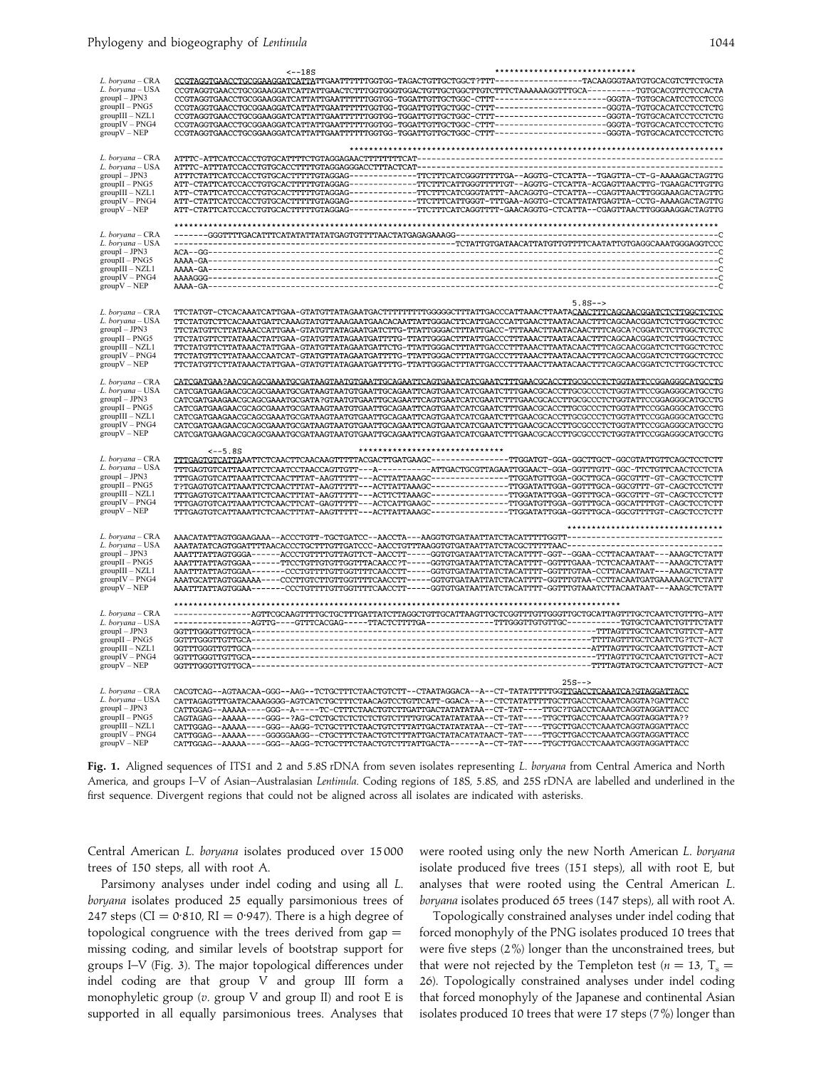**Fig. 1.** Aligned sequences of ITS1 and 2 and 5.8S rDNA from seven isolates representing *L. boryana* from Central America and North America, and groups I–V of Asian–Australasian *Lentinula*. Coding regions of 18S, 5.8S, and 25S rDNA are labelled and underlined in the first sequence. Divergent regions that could not be aligned across all isolates are indicated with asterisks.

Central American *L. boryana* isolates produced over 15 000 trees of 150 steps, all with root A.

Parsimony analyses under indel coding and using all *L. boryana* isolates produced 25 equally parsimonious trees of 247 steps (CI = 0·810, RI = 0·947). There is a high degree of topological congruence with the trees derived from gap = missing coding, and similar levels of bootstrap support for groups I–V (Fig. 3). The major topological differences under indel coding are that group V and group III form a monophyletic group (*v.* group V and group II) and root E is supported in all equally parsimonious trees. Analyses that were rooted using only the new North American *L. boryana* isolate produced five trees (151 steps), all with root E, but analyses that were rooted using the Central American *L. boryana* isolates produced 65 trees (147 steps), all with root A.

Topologically constrained analyses under indel coding that forced monophyly of the PNG isolates produced 10 trees that were five steps (2%) longer than the unconstrained trees, but that were not rejected by the Templeton test ($n = 13$, $T_s = 26$). Topologically constrained analyses under indel coding that forced monophyly of the Japanese and continental Asian isolates produced 10 trees that were 17 steps (7%) longer than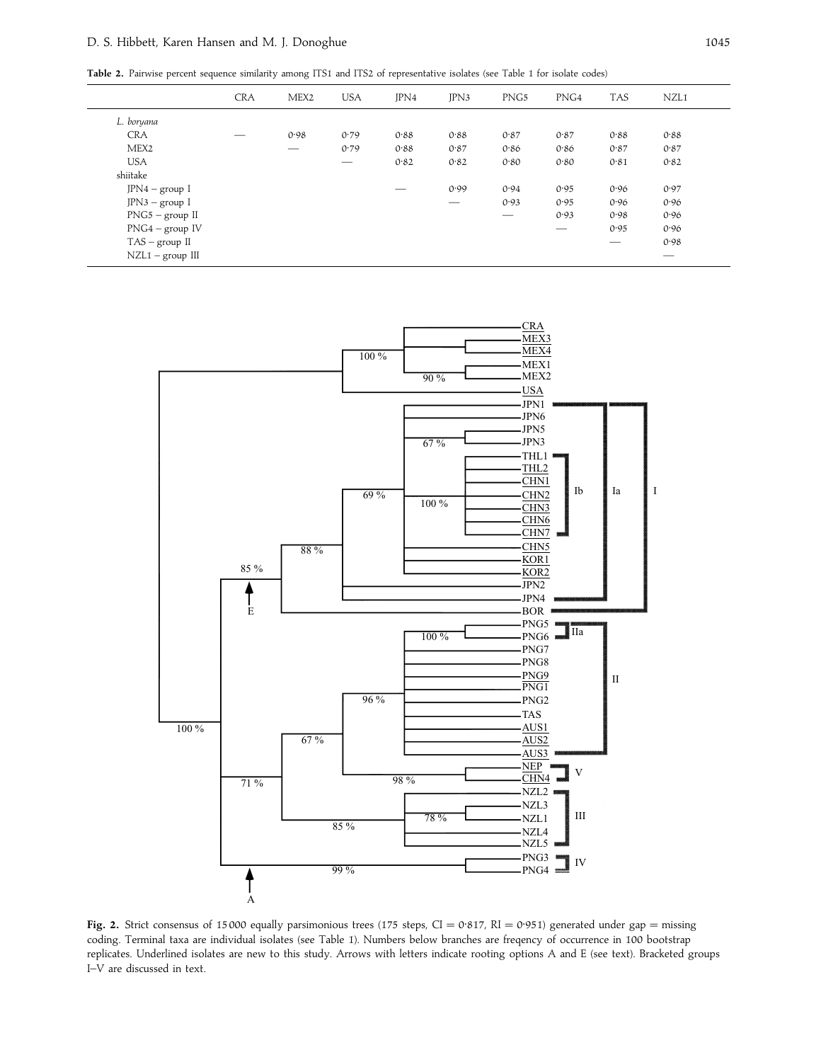**Table 2.** Pairwise percent sequence similarity among ITS1 and ITS2 of representative isolates (see Table 1 for isolate codes)

| | CRA | MEX2 | USA | JPN4 | JPN3 | PNG5 | PNG4 | TAS | NZL1 |
|---|---|---|---|---|---|---|---|---|---|
| *L. boryana* | | | | | | | | | |
| CRA | — | 0·98 | 0·79 | 0·88 | 0·88 | 0·87 | 0·87 | 0·88 | 0·88 |
| MEX2 | | — | 0·79 | 0·88 | 0·87 | 0·86 | 0·86 | 0·87 | 0·87 |
| USA | | | — | 0·82 | 0·82 | 0·80 | 0·80 | 0·81 | 0·82 |
| shiitake | | | | | | | | | |
| JPN4 – group I | | | | — | 0·99 | 0·94 | 0·95 | 0·96 | 0·97 |
| JPN3 – group I | | | | | — | 0·93 | 0·95 | 0·96 | 0·96 |
| PNG5 – group II | | | | | | — | 0·93 | 0·98 | 0·96 |
| PNG4 – group IV | | | | | | | — | 0·95 | 0·96 |
| TAS – group II | | | | | | | | — | 0·98 |
| NZL1 – group III | | | | | | | | | — |

CRA
MEX3
MEX4
MEX1
MEX2
USA
JPN1
JPN6
JPN5
JPN3
THL1
THL2
CHN1
CHN2
CHN3
CHN6
CHN7
CHN5
KOR1
KOR2
JPN2
JPN4
BOR
PNG5
PNG6
PNG7
PNG8
PNG9
PNG1
PNG2
TAS
AUS1
AUS2
AUS3
NEP
CHN4
NZL2
NZL3
NZL1
NZL4
NZL5
PNG3
PNG4

100 %
90 %
67 %
69 %
100 %
88 %
85 %
E
100 %
96 %
67 %
98 %
71 %
78 %
85 %
99 %
A
100 %

Ib
Ia
I
IIa
II
V
III
IV

**Fig. 2.** Strict consensus of 15 000 equally parsimonious trees (175 steps, CI = 0·817, RI = 0·951) generated under gap = missing coding. Terminal taxa are individual isolates (see Table 1). Numbers below branches are freqency of occurrence in 100 bootstrap replicates. Underlined isolates are new to this study. Arrows with letters indicate rooting options A and E (see text). Bracketed groups I–V are discussed in text.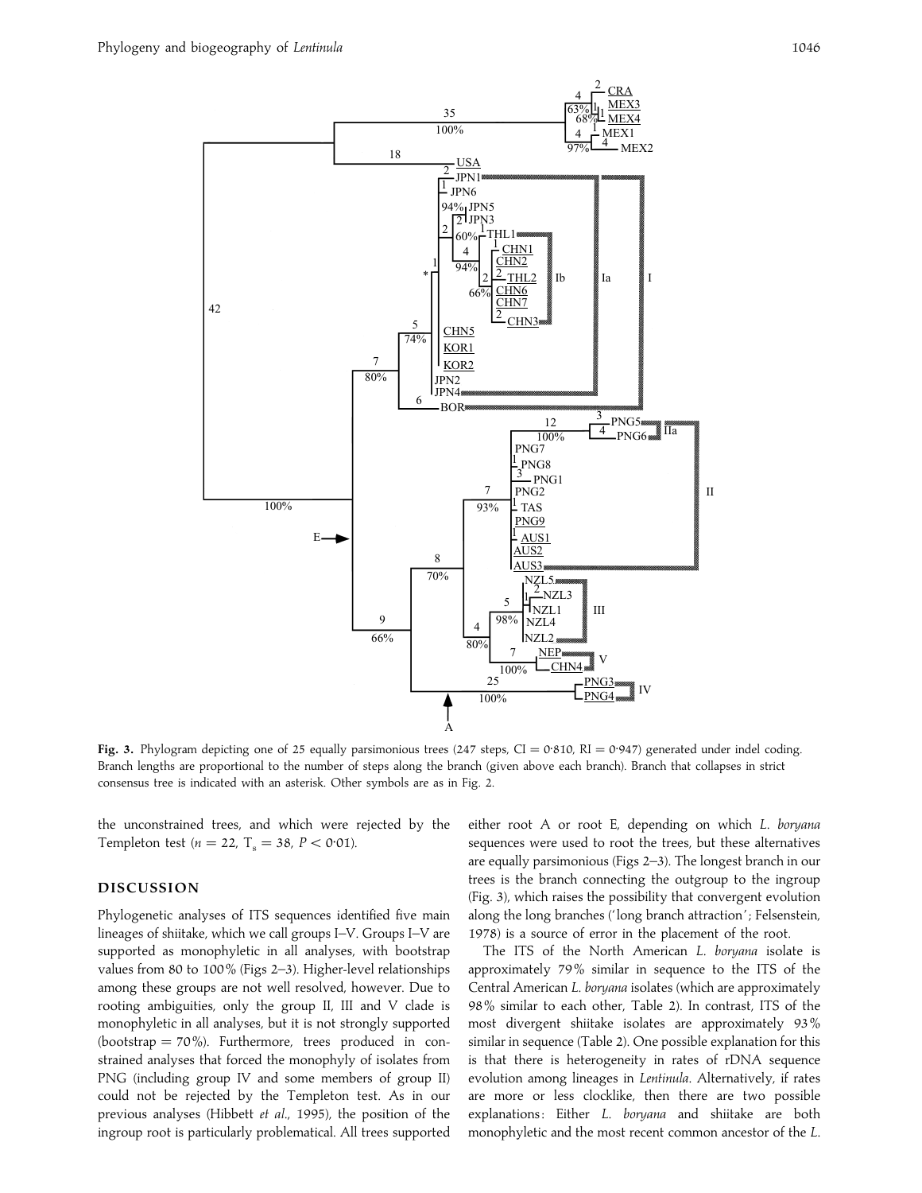2
4
CRA
63%
1
1
MEX3
68%
MEX4
35
100%
4
1
MEX1
4
97%
MEX2
18
USA
2
JPN1
1
JPN6
94%
JPN5
2
JPN3
2
60%
1
THL1
4
1
CHN1
94%
CHN2
1
2
*
2
THL2
Ib
Ia
I
66%
CHN6
CHN7
2
CHN3
42
5
74%
CHN5
KOR1
7
KOR2
80%
JPN2
JPN4
6
BOR
12
3
PNG5
100%
4
PNG6
IIa
PNG7
1
PNG8
3
PNG1
7
PNG2
II
100%
93%
1
TAS
PNG9
E
1
AUS1
AUS2
8
AUS3
70%
NZL5
2
1
NZL3
5
NZL1
III
9
4
98%
NZL4
66%
80%
NZL2
7
NEP
V
100%
CHN4
25
PNG3
IV
100%
PNG4
A

**Fig. 3.** Phylogram depicting one of 25 equally parsimonious trees (247 steps, CI = 0·810, RI = 0·947) generated under indel coding. Branch lengths are proportional to the number of steps along the branch (given above each branch). Branch that collapses in strict consensus tree is indicated with an asterisk. Other symbols are as in Fig. 2.

the unconstrained trees, and which were rejected by the Templeton test ($n = 22$, $T_s = 38$, $P < 0{\cdot}01$).

## DISCUSSION

Phylogenetic analyses of ITS sequences identified five main lineages of shiitake, which we call groups I–V. Groups I–V are supported as monophyletic in all analyses, with bootstrap values from 80 to 100% (Figs 2–3). Higher-level relationships among these groups are not well resolved, however. Due to rooting ambiguities, only the group II, III and V clade is monophyletic in all analyses, but it is not strongly supported (bootstrap = 70%). Furthermore, trees produced in constrained analyses that forced the monophyly of isolates from PNG (including group IV and some members of group II) could not be rejected by the Templeton test. As in our previous analyses (Hibbett *et al.*, 1995), the position of the ingroup root is particularly problematical. All trees supported either root A or root E, depending on which *L. boryana* sequences were used to root the trees, but these alternatives are equally parsimonious (Figs 2–3). The longest branch in our trees is the branch connecting the outgroup to the ingroup (Fig. 3), which raises the possibility that convergent evolution along the long branches ('long branch attraction'; Felsenstein, 1978) is a source of error in the placement of the root.

The ITS of the North American *L. boryana* isolate is approximately 79% similar in sequence to the ITS of the Central American *L. boryana* isolates (which are approximately 98% similar to each other, Table 2). In contrast, ITS of the most divergent shiitake isolates are approximately 93% similar in sequence (Table 2). One possible explanation for this is that there is heterogeneity in rates of rDNA sequence evolution among lineages in *Lentinula*. Alternatively, if rates are more or less clocklike, then there are two possible explanations: Either *L. boryana* and shiitake are both monophyletic and the most recent common ancestor of the *L.*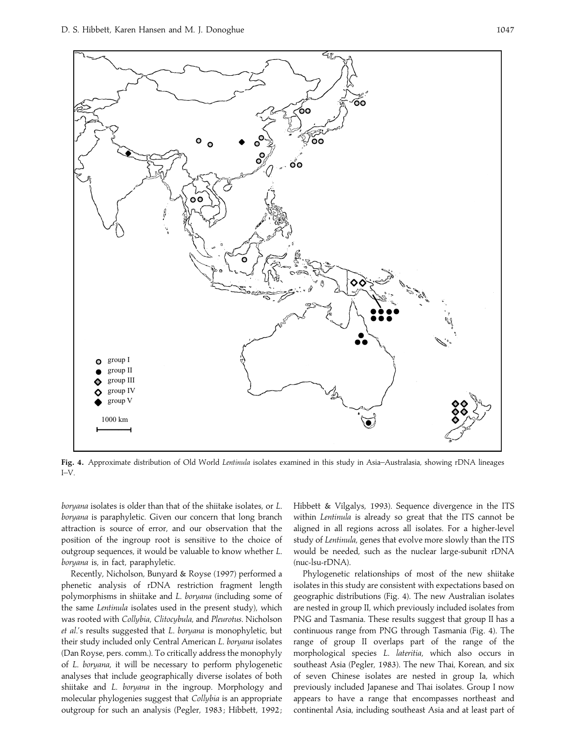Fig. 4. Approximate distribution of Old World *Lentinula* isolates examined in this study in Asia–Australasia, showing rDNA lineages I–V.

*boryana* isolates is older than that of the shiitake isolates, or *L. boryana* is paraphyletic. Given our concern that long branch attraction is source of error, and our observation that the position of the ingroup root is sensitive to the choice of outgroup sequences, it would be valuable to know whether *L. boryana* is, in fact, paraphyletic.

Recently, Nicholson, Bunyard & Royse (1997) performed a phenetic analysis of rDNA restriction fragment length polymorphisms in shiitake and *L. boryana* (including some of the same *Lentinula* isolates used in the present study), which was rooted with *Collybia*, *Clitocybula*, and *Pleurotus*. Nicholson *et al.*'s results suggested that *L. boryana* is monophyletic, but their study included only Central American *L. boryana* isolates (Dan Royse, pers. comm.). To critically address the monophyly of *L. boryana*, it will be necessary to perform phylogenetic analyses that include geographically diverse isolates of both shiitake and *L. boryana* in the ingroup. Morphology and molecular phylogenies suggest that *Collybia* is an appropriate outgroup for such an analysis (Pegler, 1983; Hibbett, 1992; Hibbett & Vilgalys, 1993). Sequence divergence in the ITS within *Lentinula* is already so great that the ITS cannot be aligned in all regions across all isolates. For a higher-level study of *Lentinula*, genes that evolve more slowly than the ITS would be needed, such as the nuclear large-subunit rDNA (nuc-lsu-rDNA).

Phylogenetic relationships of most of the new shiitake isolates in this study are consistent with expectations based on geographic distributions (Fig. 4). The new Australian isolates are nested in group II, which previously included isolates from PNG and Tasmania. These results suggest that group II has a continuous range from PNG through Tasmania (Fig. 4). The range of group II overlaps part of the range of the morphological species *L. lateritia*, which also occurs in southeast Asia (Pegler, 1983). The new Thai, Korean, and six of seven Chinese isolates are nested in group Ia, which previously included Japanese and Thai isolates. Group I now appears to have a range that encompasses northeast and continental Asia, including southeast Asia and at least part of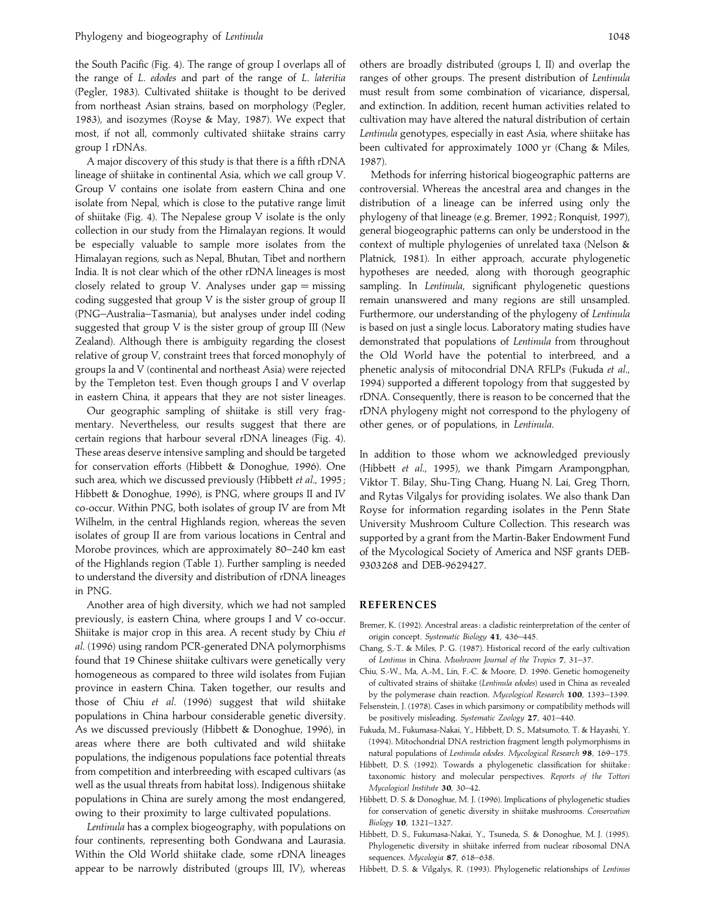the South Pacific (Fig. 4). The range of group I overlaps all of the range of *L. edodes* and part of the range of *L. lateritia* (Pegler, 1983). Cultivated shiitake is thought to be derived from northeast Asian strains, based on morphology (Pegler, 1983), and isozymes (Royse & May, 1987). We expect that most, if not all, commonly cultivated shiitake strains carry group I rDNAs.

A major discovery of this study is that there is a fifth rDNA lineage of shiitake in continental Asia, which we call group V. Group V contains one isolate from eastern China and one isolate from Nepal, which is close to the putative range limit of shiitake (Fig. 4). The Nepalese group V isolate is the only collection in our study from the Himalayan regions. It would be especially valuable to sample more isolates from the Himalayan regions, such as Nepal, Bhutan, Tibet and northern India. It is not clear which of the other rDNA lineages is most closely related to group V. Analyses under gap = missing coding suggested that group V is the sister group of group II (PNG–Australia–Tasmania), but analyses under indel coding suggested that group V is the sister group of group III (New Zealand). Although there is ambiguity regarding the closest relative of group V, constraint trees that forced monophyly of groups Ia and V (continental and northeast Asia) were rejected by the Templeton test. Even though groups I and V overlap in eastern China, it appears that they are not sister lineages.

Our geographic sampling of shiitake is still very fragmentary. Nevertheless, our results suggest that there are certain regions that harbour several rDNA lineages (Fig. 4). These areas deserve intensive sampling and should be targeted for conservation efforts (Hibbett & Donoghue, 1996). One such area, which we discussed previously (Hibbett *et al.*, 1995; Hibbett & Donoghue, 1996), is PNG, where groups II and IV co-occur. Within PNG, both isolates of group IV are from Mt Wilhelm, in the central Highlands region, whereas the seven isolates of group II are from various locations in Central and Morobe provinces, which are approximately 80–240 km east of the Highlands region (Table 1). Further sampling is needed to understand the diversity and distribution of rDNA lineages in PNG.

Another area of high diversity, which we had not sampled previously, is eastern China, where groups I and V co-occur. Shiitake is major crop in this area. A recent study by Chiu *et al.* (1996) using random PCR-generated DNA polymorphisms found that 19 Chinese shiitake cultivars were genetically very homogeneous as compared to three wild isolates from Fujian province in eastern China. Taken together, our results and those of Chiu *et al.* (1996) suggest that wild shiitake populations in China harbour considerable genetic diversity. As we discussed previously (Hibbett & Donoghue, 1996), in areas where there are both cultivated and wild shiitake populations, the indigenous populations face potential threats from competition and interbreeding with escaped cultivars (as well as the usual threats from habitat loss). Indigenous shiitake populations in China are surely among the most endangered, owing to their proximity to large cultivated populations.

*Lentinula* has a complex biogeography, with populations on four continents, representing both Gondwana and Laurasia. Within the Old World shiitake clade, some rDNA lineages appear to be narrowly distributed (groups III, IV), whereas others are broadly distributed (groups I, II) and overlap the ranges of other groups. The present distribution of *Lentinula* must result from some combination of vicariance, dispersal, and extinction. In addition, recent human activities related to cultivation may have altered the natural distribution of certain *Lentinula* genotypes, especially in east Asia, where shiitake has been cultivated for approximately 1000 yr (Chang & Miles, 1987).

Methods for inferring historical biogeographic patterns are controversial. Whereas the ancestral area and changes in the distribution of a lineage can be inferred using only the phylogeny of that lineage (e.g. Bremer, 1992; Ronquist, 1997), general biogeographic patterns can only be understood in the context of multiple phylogenies of unrelated taxa (Nelson & Platnick, 1981). In either approach, accurate phylogenetic hypotheses are needed, along with thorough geographic sampling. In *Lentinula*, significant phylogenetic questions remain unanswered and many regions are still unsampled. Furthermore, our understanding of the phylogeny of *Lentinula* is based on just a single locus. Laboratory mating studies have demonstrated that populations of *Lentinula* from throughout the Old World have the potential to interbreed, and a phenetic analysis of mitocondrial DNA RFLPs (Fukuda *et al.*, 1994) supported a different topology from that suggested by rDNA. Consequently, there is reason to be concerned that the rDNA phylogeny might not correspond to the phylogeny of other genes, or of populations, in *Lentinula*.

In addition to those whom we acknowledged previously (Hibbett *et al.*, 1995), we thank Pimgarn Arampongphan, Viktor T. Bilay, Shu-Ting Chang, Huang N. Lai, Greg Thorn, and Rytas Vilgalys for providing isolates. We also thank Dan Royse for information regarding isolates in the Penn State University Mushroom Culture Collection. This research was supported by a grant from the Martin-Baker Endowment Fund of the Mycological Society of America and NSF grants DEB-9303268 and DEB-9629427.

## REFERENCES

Bremer, K. (1992). Ancestral areas: a cladistic reinterpretation of the center of origin concept. *Systematic Biology* **41**, 436–445.

Chang, S.-T. & Miles, P. G. (1987). Historical record of the early cultivation of *Lentinus* in China. *Mushroom Journal of the Tropics* **7**, 31–37.

Chiu, S.-W., Ma, A.-M., Lin, F.-C. & Moore, D. 1996. Genetic homogeneity of cultivated strains of shiitake (*Lentinula edodes*) used in China as revealed by the polymerase chain reaction. *Mycological Research* **100**, 1393–1399.

Felsenstein, J. (1978). Cases in which parsimony or compatibility methods will be positively misleading. *Systematic Zoology* **27**, 401–440.

Fukuda, M., Fukumasa-Nakai, Y., Hibbett, D. S., Matsumoto, T. & Hayashi, Y. (1994). Mitochondrial DNA restriction fragment length polymorphisms in natural populations of *Lentinula edodes*. *Mycological Research* **98**, 169–175.

Hibbett, D. S. (1992). Towards a phylogenetic classification for shiitake: taxonomic history and molecular perspectives. *Reports of the Tottori Mycological Institute* **30**, 30–42.

Hibbett, D. S. & Donoghue, M. J. (1996). Implications of phylogenetic studies for conservation of genetic diversity in shiitake mushrooms. *Conservation Biology* **10**, 1321–1327.

Hibbett, D. S., Fukumasa-Nakai, Y., Tsuneda, S. & Donoghue, M. J. (1995). Phylogenetic diversity in shiitake inferred from nuclear ribosomal DNA sequences. *Mycologia* **87**, 618–638.

Hibbett, D. S. & Vilgalys, R. (1993). Phylogenetic relationships of *Lentinus*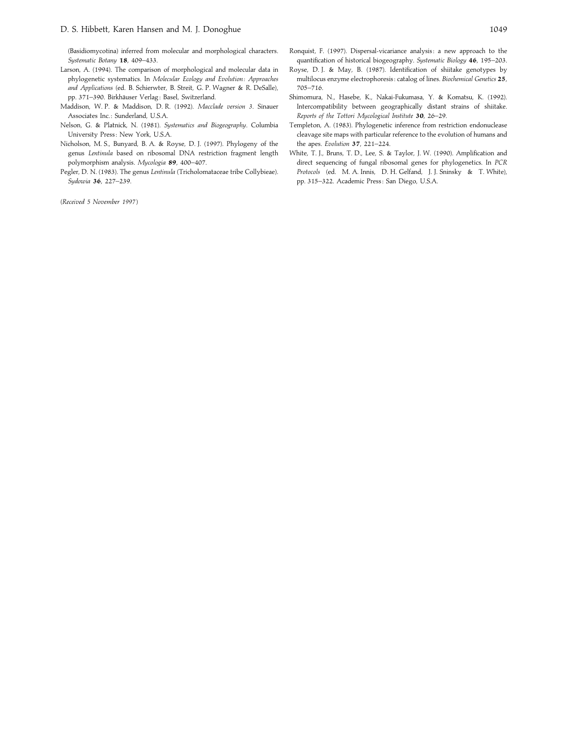(Basidiomycotina) inferred from molecular and morphological characters. *Systematic Botany* **18**, 409–433.

Larson, A. (1994). The comparison of morphological and molecular data in phylogenetic systematics. In *Molecular Ecology and Evolution: Approaches and Applications* (ed. B. Schierwter, B. Streit, G. P. Wagner & R. DeSalle), pp. 371–390. Birkhäuser Verlag: Basel, Switzerland.

Maddison, W. P. & Maddison, D. R. (1992). *Macclade version 3*. Sinauer Associates Inc.: Sunderland, U.S.A.

Nelson, G. & Platnick, N. (1981). *Systematics and Biogeography*. Columbia University Press: New York, U.S.A.

Nicholson, M. S., Bunyard, B. A. & Royse, D. J. (1997). Phylogeny of the genus *Lentinula* based on ribosomal DNA restriction fragment length polymorphism analysis. *Mycologia* **89**, 400–407.

Pegler, D. N. (1983). The genus *Lentinula* (Tricholomataceae tribe Collybieae). *Sydowia* **36**, 227–239.

Ronquist, F. (1997). Dispersal-vicariance analysis: a new approach to the quantification of historical biogeography. *Systematic Biology* **46**, 195–203.

Royse, D. J. & May, B. (1987). Identification of shiitake genotypes by multilocus enzyme electrophoresis: catalog of lines. *Biochemical Genetics* **25**, 705–716.

Shimomura, N., Hasebe, K., Nakai-Fukumasa, Y. & Komatsu, K. (1992). Intercompatibility between geographically distant strains of shiitake. *Reports of the Tottori Mycological Institute* **30**, 26–29.

Templeton, A. (1983). Phylogenetic inference from restriction endonuclease cleavage site maps with particular reference to the evolution of humans and the apes. *Evolution* **37**, 221–224.

White, T. J., Bruns, T. D., Lee, S. & Taylor, J. W. (1990). Amplification and direct sequencing of fungal ribosomal genes for phylogenetics. In *PCR Protocols* (ed. M. A. Innis, D. H. Gelfand, J. J. Sninsky & T. White), pp. 315–322. Academic Press: San Diego, U.S.A.

(*Received 5 November 1997*)